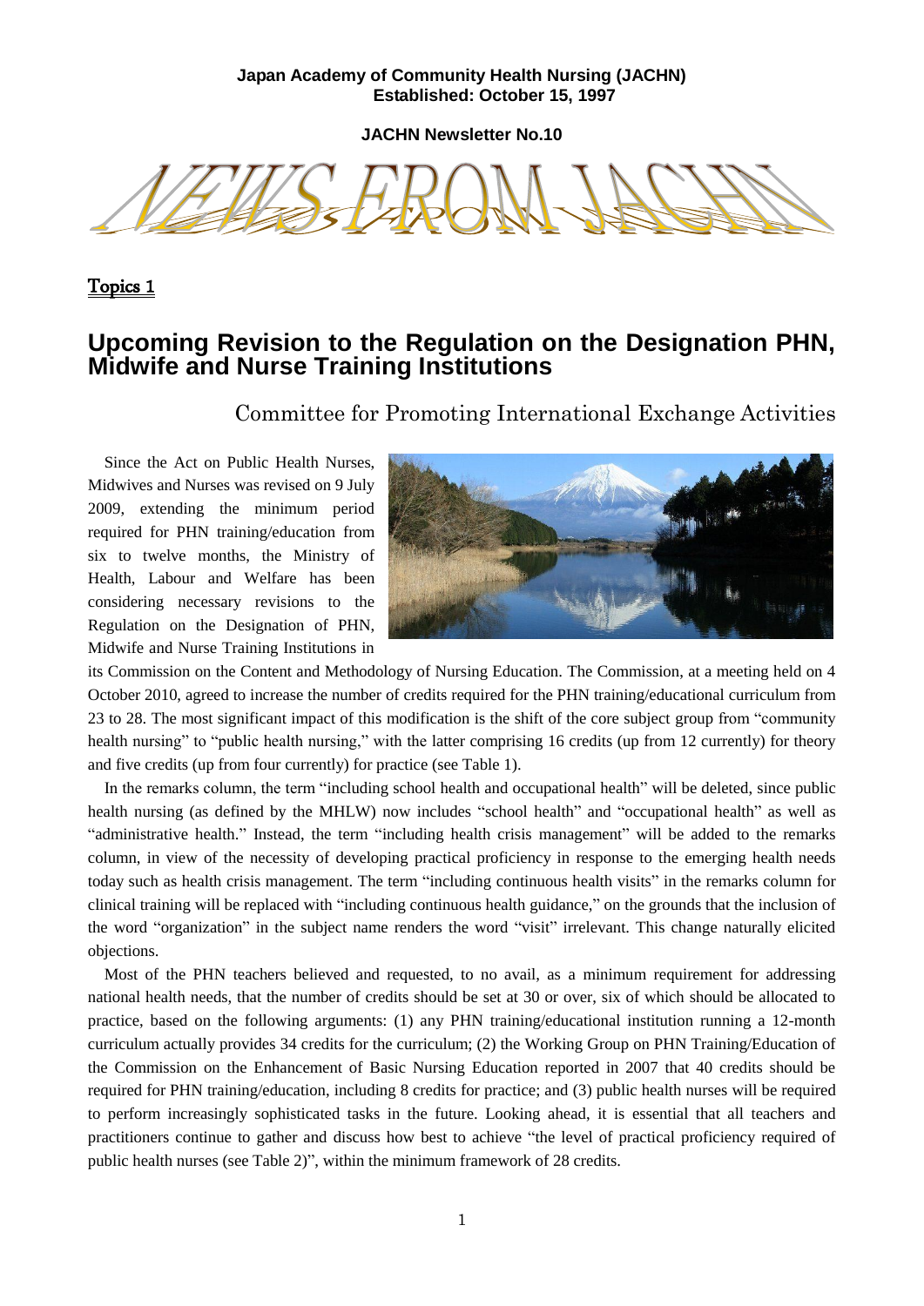**Japan Academy of Community Health Nursing (JACHN)**
**Established: October 15, 1997**

**JACHN Newsletter No.10**

# NEWS FROM JACHN

## Topics 1

# Upcoming Revision to the Regulation on the Designation PHN, Midwife and Nurse Training Institutions

Committee for Promoting International Exchange Activities

Since the Act on Public Health Nurses, Midwives and Nurses was revised on 9 July 2009, extending the minimum period required for PHN training/education from six to twelve months, the Ministry of Health, Labour and Welfare has been considering necessary revisions to the Regulation on the Designation of PHN, Midwife and Nurse Training Institutions in its Commission on the Content and Methodology of Nursing Education. The Commission, at a meeting held on 4 October 2010, agreed to increase the number of credits required for the PHN training/educational curriculum from 23 to 28. The most significant impact of this modification is the shift of the core subject group from "community health nursing" to "public health nursing," with the latter comprising 16 credits (up from 12 currently) for theory and five credits (up from four currently) for practice (see Table 1).

In the remarks column, the term "including school health and occupational health" will be deleted, since public health nursing (as defined by the MHLW) now includes "school health" and "occupational health" as well as "administrative health." Instead, the term "including health crisis management" will be added to the remarks column, in view of the necessity of developing practical proficiency in response to the emerging health needs today such as health crisis management. The term "including continuous health visits" in the remarks column for clinical training will be replaced with "including continuous health guidance," on the grounds that the inclusion of the word "organization" in the subject name renders the word "visit" irrelevant. This change naturally elicited objections.

Most of the PHN teachers believed and requested, to no avail, as a minimum requirement for addressing national health needs, that the number of credits should be set at 30 or over, six of which should be allocated to practice, based on the following arguments: (1) any PHN training/educational institution running a 12-month curriculum actually provides 34 credits for the curriculum; (2) the Working Group on PHN Training/Education of the Commission on the Enhancement of Basic Nursing Education reported in 2007 that 40 credits should be required for PHN training/education, including 8 credits for practice; and (3) public health nurses will be required to perform increasingly sophisticated tasks in the future. Looking ahead, it is essential that all teachers and practitioners continue to gather and discuss how best to achieve "the level of practical proficiency required of public health nurses (see Table 2)", within the minimum framework of 28 credits.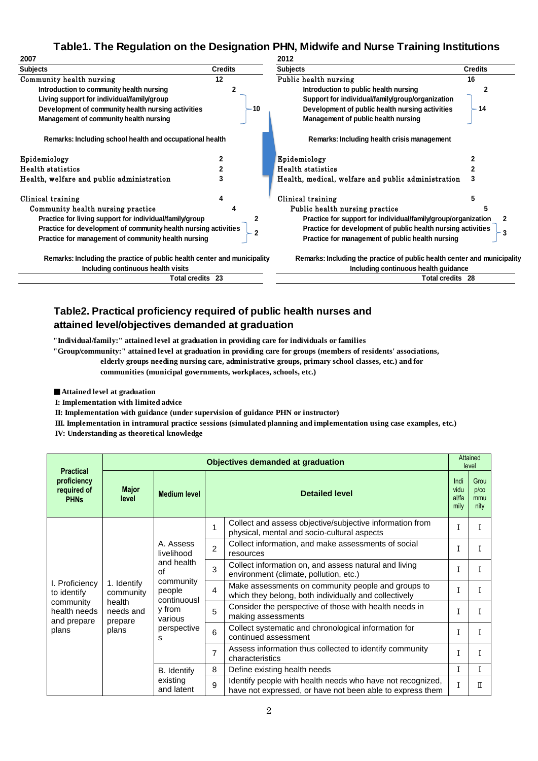## Table1. The Regulation on the Designation PHN, Midwife and Nurse Training Institutions

**2007**

| Subjects | Credits | |
|---|---|---|
| Community health nursing | 12 | |
| Introduction to community health nursing | | 2 |
| Living support for individual/family/group | | 10 |
| Development of community health nursing activities | | |
| Management of community health nursing | | |
| Remarks: Including school health and occupational health | | |
| Epidemiology | 2 | |
| Health statistics | 2 | |
| Health, welfare and public administration | 3 | |
| Clinical training | 4 | |
| Community health nursing practice | | 4 |
| Practice for living support for individual/family/group | | 2 |
| Practice for development of community health nursing activities | | 2 |
| Practice for management of community health nursing | | |
| Remarks: Including the practice of public health center and municipality. Including continuous health visits | | |
| Total credits | 23 | |

**2012**

| Subjects | Credits | |
|---|---|---|
| Public health nursing | 16 | |
| Introduction to public health nursing | | 2 |
| Support for individual/family/group/organization | | 14 |
| Development of public health nursing activities | | |
| Management of public health nursing | | |
| Remarks: Including health crisis management | | |
| Epidemiology | 2 | |
| Health statistics | 2 | |
| Health, medical, welfare and public administration | 3 | |
| Clinical training | 5 | |
| Public health nursing practice | | 5 |
| Practice for support for individual/family/group/organization | | 2 |
| Practice for development of public health nursing activities | | 3 |
| Practice for management of public health nursing | | |
| Remarks: Including the practice of public health center and municipality. Including continuous health guidance | | |
| Total credits | 28 | |

## Table2. Practical proficiency required of public health nurses and attained level/objectives demanded at graduation

**"Individual/family:" attained level at graduation in providing care for individuals or families**

**"Group/community:" attained level at graduation in providing care for groups (members of residents' associations, elderly groups needing nursing care, administrative groups, primary school classes, etc.) and for communities (municipal governments, workplaces, schools, etc.)**

■ **Attained level at graduation**

**I: Implementation with limited advice**

**II: Implementation with guidance (under supervision of guidance PHN or instructor)**

**III. Implementation in intramural practice sessions (simulated planning and implementation using case examples, etc.)**

**IV: Understanding as theoretical knowledge**

| Practical proficiency required of PHNs | Objectives demanded at graduation | | | | Attained level | |
|---|---|---|---|---|---|---|
| | Major level | Medium level | Detailed level | | Individual/family | Group/community |
| I. Proficiency to identify community health needs and prepare plans | 1. Identify community health needs and prepare plans | A. Assess livelihood and health of community people continuously from various perspectives | 1 | Collect and assess objective/subjective information from physical, mental and socio-cultural aspects | I | I |
| | | | 2 | Collect information, and make assessments of social resources | I | I |
| | | | 3 | Collect information on, and assess natural and living environment (climate, pollution, etc.) | I | I |
| | | | 4 | Make assessments on community people and groups to which they belong, both individually and collectively | I | I |
| | | | 5 | Consider the perspective of those with health needs in making assessments | I | I |
| | | | 6 | Collect systematic and chronological information for continued assessment | I | I |
| | | | 7 | Assess information thus collected to identify community characteristics | I | I |
| | | B. Identify existing and latent | 8 | Define existing health needs | I | I |
| | | | 9 | Identify people with health needs who have not recognized, have not expressed, or have not been able to express them | I | II |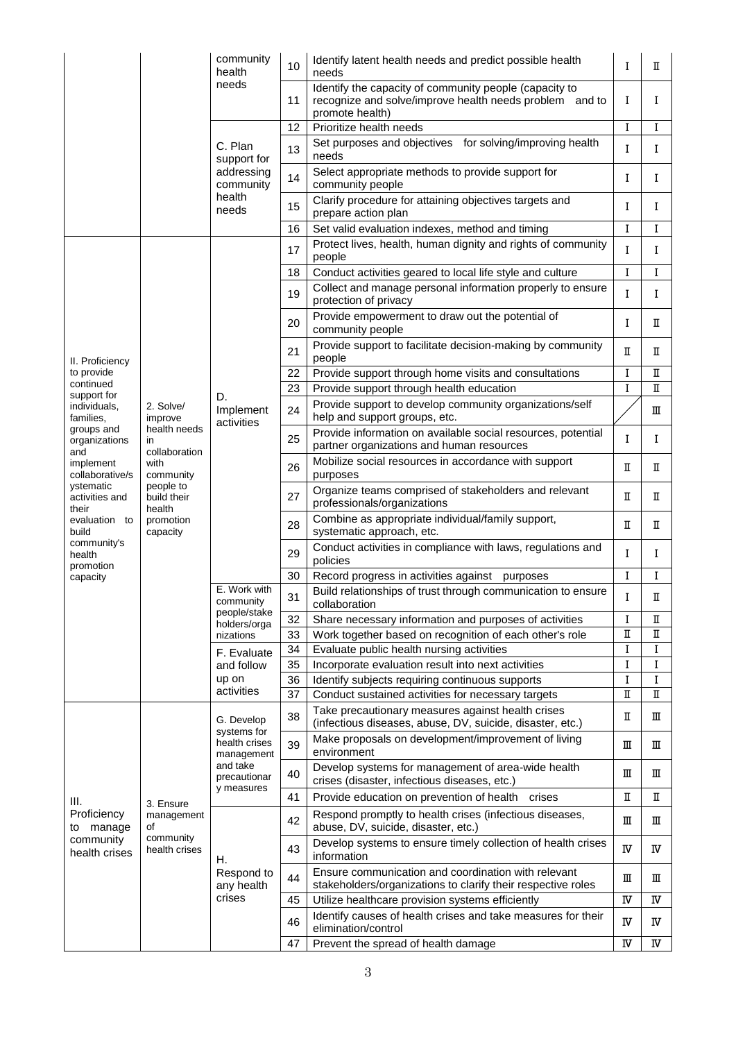|  |  | community health needs | 10 | Identify latent health needs and predict possible health needs | Ⅰ | Ⅱ |
|---|---|---|---|---|---|---|
|  |  |  | 11 | Identify the capacity of community people (capacity to recognize and solve/improve health needs problem and to promote health) | Ⅰ | Ⅰ |
|  |  | C. Plan support for addressing community health needs | 12 | Prioritize health needs | Ⅰ | Ⅰ |
|  |  |  | 13 | Set purposes and objectives for solving/improving health needs | Ⅰ | Ⅰ |
|  |  |  | 14 | Select appropriate methods to provide support for community people | Ⅰ | Ⅰ |
|  |  |  | 15 | Clarify procedure for attaining objectives targets and prepare action plan | Ⅰ | Ⅰ |
|  |  |  | 16 | Set valid evaluation indexes, method and timing | Ⅰ | Ⅰ |
| II. Proficiency to provide continued support for individuals, families, groups and organizations and implement collaborative/systematic activities and their evaluation to build community's health promotion capacity | 2. Solve/ improve health needs in collaboration with community people to build their health promotion capacity | D. Implement activities | 17 | Protect lives, health, human dignity and rights of community people | Ⅰ | Ⅰ |
|  |  |  | 18 | Conduct activities geared to local life style and culture | Ⅰ | Ⅰ |
|  |  |  | 19 | Collect and manage personal information properly to ensure protection of privacy | Ⅰ | Ⅰ |
|  |  |  | 20 | Provide empowerment to draw out the potential of community people | Ⅰ | Ⅱ |
|  |  |  | 21 | Provide support to facilitate decision-making by community people | Ⅱ | Ⅱ |
|  |  |  | 22 | Provide support through home visits and consultations | Ⅰ | Ⅱ |
|  |  |  | 23 | Provide support through health education | Ⅰ | Ⅱ |
|  |  |  | 24 | Provide support to develop community organizations/self help and support groups, etc. | / | Ⅲ |
|  |  |  | 25 | Provide information on available social resources, potential partner organizations and human resources | Ⅰ | Ⅰ |
|  |  |  | 26 | Mobilize social resources in accordance with support purposes | Ⅱ | Ⅱ |
|  |  |  | 27 | Organize teams comprised of stakeholders and relevant professionals/organizations | Ⅱ | Ⅱ |
|  |  |  | 28 | Combine as appropriate individual/family support, systematic approach, etc. | Ⅱ | Ⅱ |
|  |  |  | 29 | Conduct activities in compliance with laws, regulations and policies | Ⅰ | Ⅰ |
|  |  |  | 30 | Record progress in activities against purposes | Ⅰ | Ⅰ |
|  |  | E. Work with community people/stakeholders/organizations | 31 | Build relationships of trust through communication to ensure collaboration | Ⅰ | Ⅱ |
|  |  |  | 32 | Share necessary information and purposes of activities | Ⅰ | Ⅱ |
|  |  |  | 33 | Work together based on recognition of each other's role | Ⅱ | Ⅱ |
|  |  | F. Evaluate and follow up on activities | 34 | Evaluate public health nursing activities | Ⅰ | Ⅰ |
|  |  |  | 35 | Incorporate evaluation result into next activities | Ⅰ | Ⅰ |
|  |  |  | 36 | Identify subjects requiring continuous supports | Ⅰ | Ⅰ |
|  |  |  | 37 | Conduct sustained activities for necessary targets | Ⅱ | Ⅱ |
| III. Proficiency to manage community health crises | 3. Ensure management of community health crises | G. Develop systems for health crises management and take precautionary measures | 38 | Take precautionary measures against health crises (infectious diseases, abuse, DV, suicide, disaster, etc.) | Ⅱ | Ⅲ |
|  |  |  | 39 | Make proposals on development/improvement of living environment | Ⅲ | Ⅲ |
|  |  |  | 40 | Develop systems for management of area-wide health crises (disaster, infectious diseases, etc.) | Ⅲ | Ⅲ |
|  |  |  | 41 | Provide education on prevention of health crises | Ⅱ | Ⅱ |
|  |  | H. Respond to any health crises | 42 | Respond promptly to health crises (infectious diseases, abuse, DV, suicide, disaster, etc.) | Ⅲ | Ⅲ |
|  |  |  | 43 | Develop systems to ensure timely collection of health crises information | Ⅳ | Ⅳ |
|  |  |  | 44 | Ensure communication and coordination with relevant stakeholders/organizations to clarify their respective roles | Ⅲ | Ⅲ |
|  |  |  | 45 | Utilize healthcare provision systems efficiently | Ⅳ | Ⅳ |
|  |  |  | 46 | Identify causes of health crises and take measures for their elimination/control | Ⅳ | Ⅳ |
|  |  |  | 47 | Prevent the spread of health damage | Ⅳ | Ⅳ |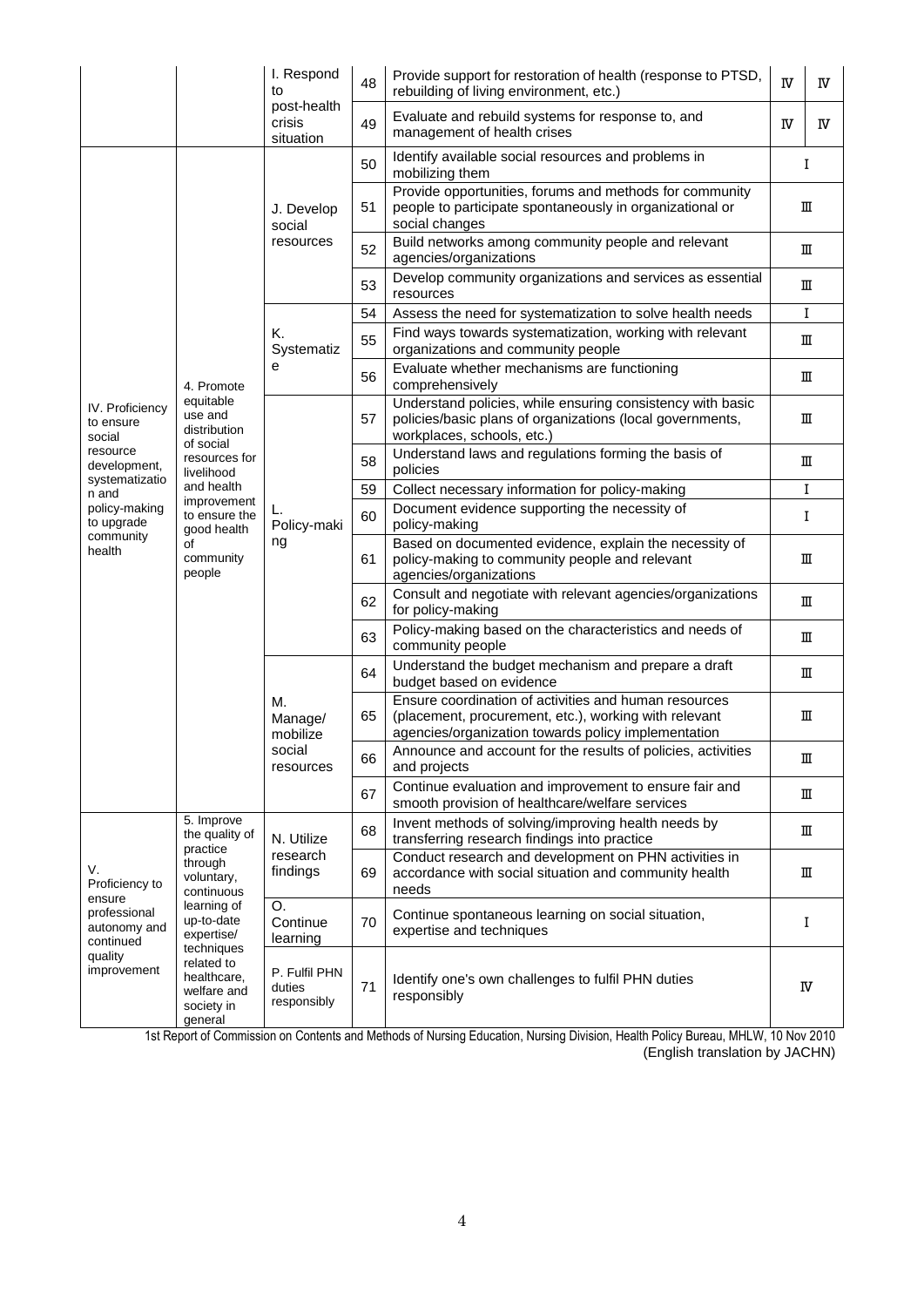| | | I. Respond to post-health crisis situation | 48 | Provide support for restoration of health (response to PTSD, rebuilding of living environment, etc.) | Ⅳ | Ⅳ |
|---|---|---|---|---|---|---|
| | | | 49 | Evaluate and rebuild systems for response to, and management of health crises | Ⅳ | Ⅳ |
| IV. Proficiency to ensure social resource development, systematization and policy-making to upgrade community health | 4. Promote equitable use and distribution of social resources for livelihood and health improvement to ensure the good health of community people | J. Develop social resources | 50 | Identify available social resources and problems in mobilizing them | Ⅰ | |
| | | | 51 | Provide opportunities, forums and methods for community people to participate spontaneously in organizational or social changes | Ⅲ | |
| | | | 52 | Build networks among community people and relevant agencies/organizations | Ⅲ | |
| | | | 53 | Develop community organizations and services as essential resources | Ⅲ | |
| | | K. Systematize | 54 | Assess the need for systematization to solve health needs | Ⅰ | |
| | | | 55 | Find ways towards systematization, working with relevant organizations and community people | Ⅲ | |
| | | | 56 | Evaluate whether mechanisms are functioning comprehensively | Ⅲ | |
| | | L. Policy-making | 57 | Understand policies, while ensuring consistency with basic policies/basic plans of organizations (local governments, workplaces, schools, etc.) | Ⅲ | |
| | | | 58 | Understand laws and regulations forming the basis of policies | Ⅲ | |
| | | | 59 | Collect necessary information for policy-making | Ⅰ | |
| | | | 60 | Document evidence supporting the necessity of policy-making | Ⅰ | |
| | | | 61 | Based on documented evidence, explain the necessity of policy-making to community people and relevant agencies/organizations | Ⅲ | |
| | | | 62 | Consult and negotiate with relevant agencies/organizations for policy-making | Ⅲ | |
| | | | 63 | Policy-making based on the characteristics and needs of community people | Ⅲ | |
| | | M. Manage/ mobilize social resources | 64 | Understand the budget mechanism and prepare a draft budget based on evidence | Ⅲ | |
| | | | 65 | Ensure coordination of activities and human resources (placement, procurement, etc.), working with relevant agencies/organization towards policy implementation | Ⅲ | |
| | | | 66 | Announce and account for the results of policies, activities and projects | Ⅲ | |
| | | | 67 | Continue evaluation and improvement to ensure fair and smooth provision of healthcare/welfare services | Ⅲ | |
| V. Proficiency to ensure professional autonomy and continued quality improvement | 5. Improve the quality of practice through voluntary, continuous learning of up-to-date expertise/ techniques related to healthcare, welfare and society in general | N. Utilize research findings | 68 | Invent methods of solving/improving health needs by transferring research findings into practice | Ⅲ | |
| | | | 69 | Conduct research and development on PHN activities in accordance with social situation and community health needs | Ⅲ | |
| | | O. Continue learning | 70 | Continue spontaneous learning on social situation, expertise and techniques | Ⅰ | |
| | | P. Fulfil PHN duties responsibly | 71 | Identify one's own challenges to fulfil PHN duties responsibly | Ⅳ | |

1st Report of Commission on Contents and Methods of Nursing Education, Nursing Division, Health Policy Bureau, MHLW, 10 Nov 2010
(English translation by JACHN)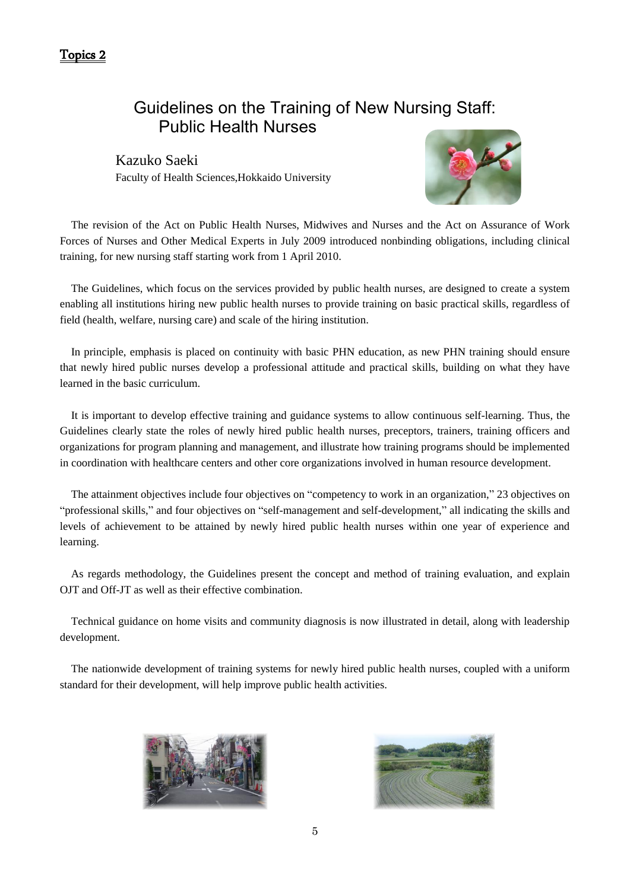Topics 2

# Guidelines on the Training of New Nursing Staff: Public Health Nurses

Kazuko Saeki

Faculty of Health Sciences,Hokkaido University

The revision of the Act on Public Health Nurses, Midwives and Nurses and the Act on Assurance of Work Forces of Nurses and Other Medical Experts in July 2009 introduced nonbinding obligations, including clinical training, for new nursing staff starting work from 1 April 2010.

The Guidelines, which focus on the services provided by public health nurses, are designed to create a system enabling all institutions hiring new public health nurses to provide training on basic practical skills, regardless of field (health, welfare, nursing care) and scale of the hiring institution.

In principle, emphasis is placed on continuity with basic PHN education, as new PHN training should ensure that newly hired public nurses develop a professional attitude and practical skills, building on what they have learned in the basic curriculum.

It is important to develop effective training and guidance systems to allow continuous self-learning. Thus, the Guidelines clearly state the roles of newly hired public health nurses, preceptors, trainers, training officers and organizations for program planning and management, and illustrate how training programs should be implemented in coordination with healthcare centers and other core organizations involved in human resource development.

The attainment objectives include four objectives on "competency to work in an organization," 23 objectives on "professional skills," and four objectives on "self-management and self-development," all indicating the skills and levels of achievement to be attained by newly hired public health nurses within one year of experience and learning.

As regards methodology, the Guidelines present the concept and method of training evaluation, and explain OJT and Off-JT as well as their effective combination.

Technical guidance on home visits and community diagnosis is now illustrated in detail, along with leadership development.

The nationwide development of training systems for newly hired public health nurses, coupled with a uniform standard for their development, will help improve public health activities.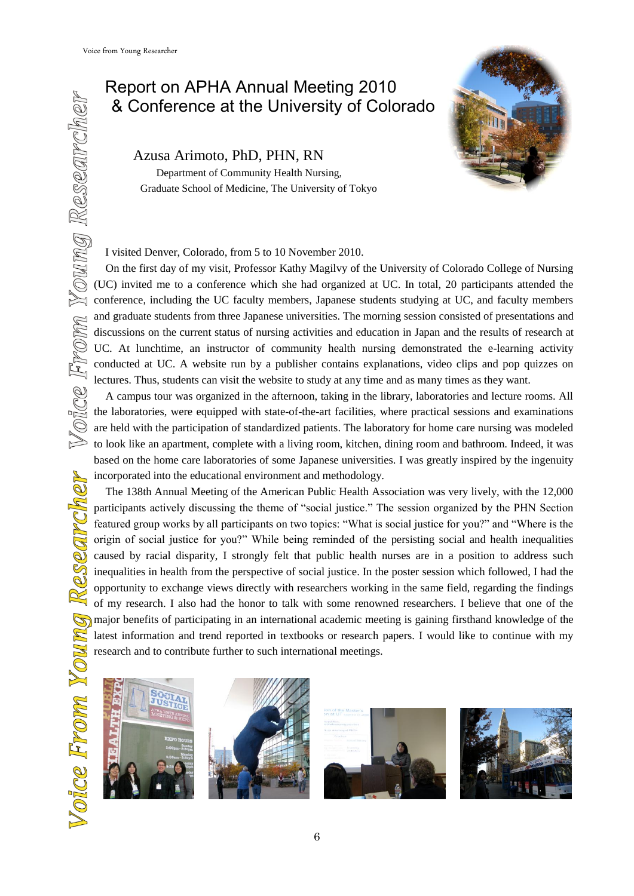# Report on APHA Annual Meeting 2010 & Conference at the University of Colorado

**Azusa Arimoto, PhD, PHN, RN**

Department of Community Health Nursing,
Graduate School of Medicine, The University of Tokyo

I visited Denver, Colorado, from 5 to 10 November 2010.

On the first day of my visit, Professor Kathy Magilvy of the University of Colorado College of Nursing (UC) invited me to a conference which she had organized at UC. In total, 20 participants attended the conference, including the UC faculty members, Japanese students studying at UC, and faculty members and graduate students from three Japanese universities. The morning session consisted of presentations and discussions on the current status of nursing activities and education in Japan and the results of research at UC. At lunchtime, an instructor of community health nursing demonstrated the e-learning activity conducted at UC. A website run by a publisher contains explanations, video clips and pop quizzes on lectures. Thus, students can visit the website to study at any time and as many times as they want.

A campus tour was organized in the afternoon, taking in the library, laboratories and lecture rooms. All the laboratories, were equipped with state-of-the-art facilities, where practical sessions and examinations are held with the participation of standardized patients. The laboratory for home care nursing was modeled to look like an apartment, complete with a living room, kitchen, dining room and bathroom. Indeed, it was based on the home care laboratories of some Japanese universities. I was greatly inspired by the ingenuity incorporated into the educational environment and methodology.

The 138th Annual Meeting of the American Public Health Association was very lively, with the 12,000 participants actively discussing the theme of "social justice." The session organized by the PHN Section featured group works by all participants on two topics: "What is social justice for you?" and "Where is the origin of social justice for you?" While being reminded of the persisting social and health inequalities caused by racial disparity, I strongly felt that public health nurses are in a position to address such inequalities in health from the perspective of social justice. In the poster session which followed, I had the opportunity to exchange views directly with researchers working in the same field, regarding the findings of my research. I also had the honor to talk with some renowned researchers. I believe that one of the major benefits of participating in an international academic meeting is gaining firsthand knowledge of the latest information and trend reported in textbooks or research papers. I would like to continue with my research and to contribute further to such international meetings.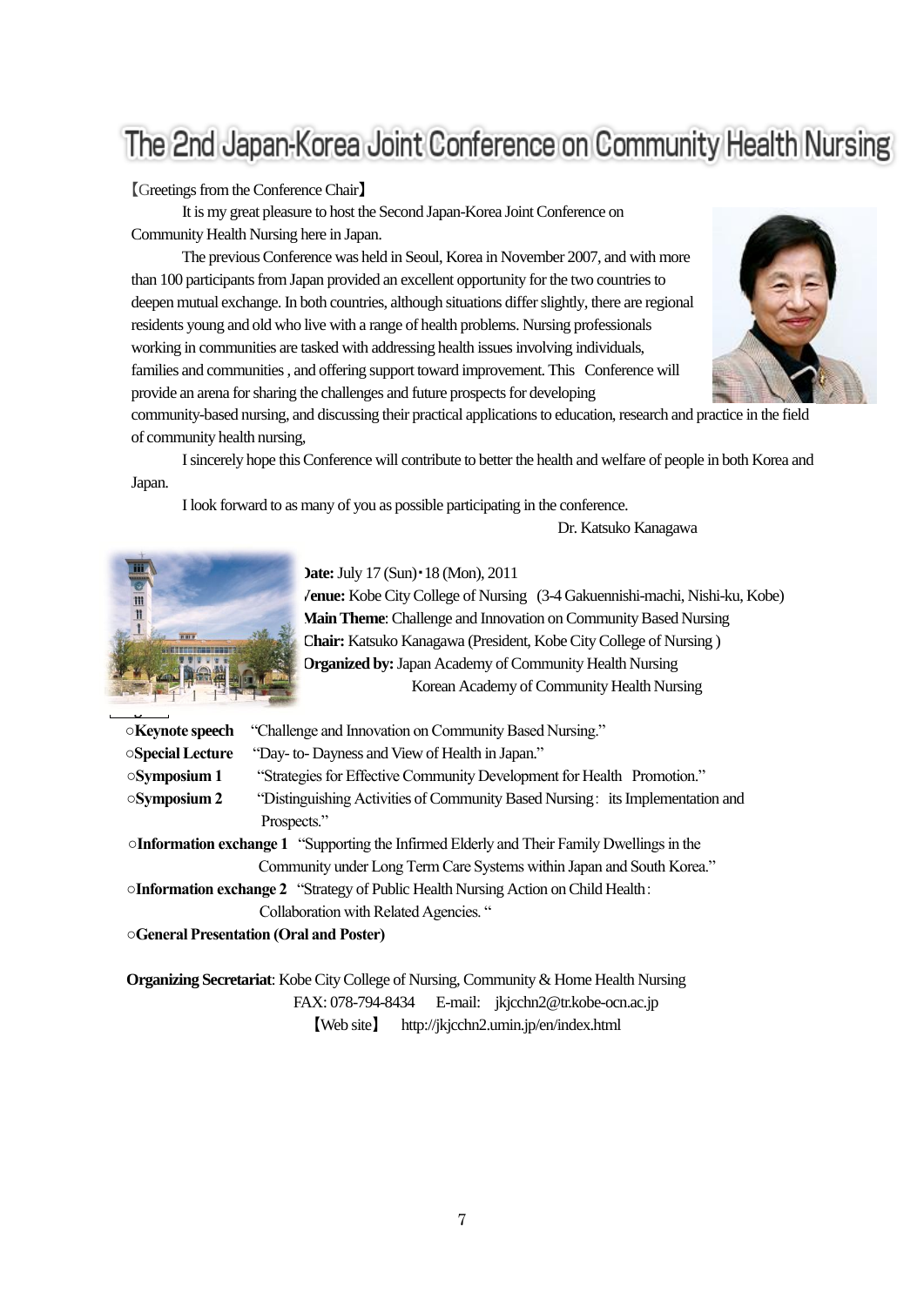# The 2nd Japan-Korea Joint Conference on Community Health Nursing

【Greetings from the Conference Chair】

It is my great pleasure to host the Second Japan-Korea Joint Conference on Community Health Nursing here in Japan.

The previous Conference was held in Seoul, Korea in November 2007, and with more than 100 participants from Japan provided an excellent opportunity for the two countries to deepen mutual exchange. In both countries, although situations differ slightly, there are regional residents young and old who live with a range of health problems. Nursing professionals working in communities are tasked with addressing health issues involving individuals, families and communities , and offering support toward improvement. This Conference will provide an arena for sharing the challenges and future prospects for developing community-based nursing, and discussing their practical applications to education, research and practice in the field of community health nursing,

I sincerely hope this Conference will contribute to better the health and welfare of people in both Korea and Japan.

I look forward to as many of you as possible participating in the conference.

Dr. Katsuko Kanagawa

**Date:** July 17 (Sun)・18 (Mon), 2011

**Venue:** Kobe City College of Nursing (3-4 Gakuennishi-machi, Nishi-ku, Kobe)

**Main Theme**: Challenge and Innovation on Community Based Nursing

**Chair:** Katsuko Kanagawa (President, Kobe City College of Nursing )

**Organized by:** Japan Academy of Community Health Nursing
Korean Academy of Community Health Nursing

○**Keynote speech** "Challenge and Innovation on Community Based Nursing."

○**Special Lecture** "Day- to- Dayness and View of Health in Japan."

○**Symposium 1** "Strategies for Effective Community Development for Health Promotion."

○**Symposium 2** "Distinguishing Activities of Community Based Nursing: its Implementation and Prospects."

○**Information exchange 1** "Supporting the Infirmed Elderly and Their Family Dwellings in the Community under Long Term Care Systems within Japan and South Korea."

○**Information exchange 2** "Strategy of Public Health Nursing Action on Child Health: Collaboration with Related Agencies. "

○**General Presentation (Oral and Poster)**

**Organizing Secretariat**: Kobe City College of Nursing, Community & Home Health Nursing
FAX: 078-794-8434 E-mail: jkjcchn2@tr.kobe-ocn.ac.jp
【Web site】 http://jkjcchn2.umin.jp/en/index.html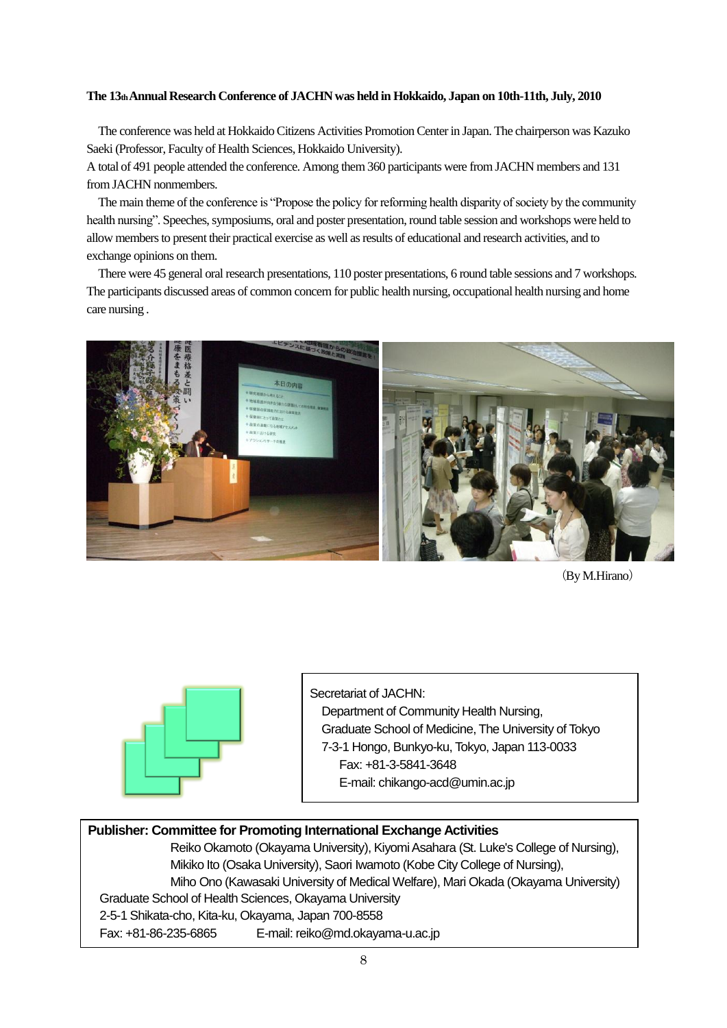**The 13th Annual Research Conference of JACHN was held in Hokkaido, Japan on 10th-11th, July, 2010**

The conference was held at Hokkaido Citizens Activities Promotion Center in Japan. The chairperson was Kazuko Saeki (Professor, Faculty of Health Sciences, Hokkaido University).

A total of 491 people attended the conference. Among them 360 participants were from JACHN members and 131 from JACHN nonmembers.

The main theme of the conference is "Propose the policy for reforming health disparity of society by the community health nursing". Speeches, symposiums, oral and poster presentation, round table session and workshops were held to allow members to present their practical exercise as well as results of educational and research activities, and to exchange opinions on them.

There were 45 general oral research presentations, 110 poster presentations, 6 round table sessions and 7 workshops. The participants discussed areas of common concern for public health nursing, occupational health nursing and home care nursing .

(By M.Hirano)

Secretariat of JACHN:
Department of Community Health Nursing,
Graduate School of Medicine, The University of Tokyo
7-3-1 Hongo, Bunkyo-ku, Tokyo, Japan 113-0033
Fax: +81-3-5841-3648
E-mail: chikango-acd@umin.ac.jp

**Publisher: Committee for Promoting International Exchange Activities**
Reiko Okamoto (Okayama University), Kiyomi Asahara (St. Luke's College of Nursing),
Mikiko Ito (Osaka University), Saori Iwamoto (Kobe City College of Nursing),
Miho Ono (Kawasaki University of Medical Welfare), Mari Okada (Okayama University)
Graduate School of Health Sciences, Okayama University
2-5-1 Shikata-cho, Kita-ku, Okayama, Japan 700-8558
Fax: +81-86-235-6865 E-mail: reiko@md.okayama-u.ac.jp